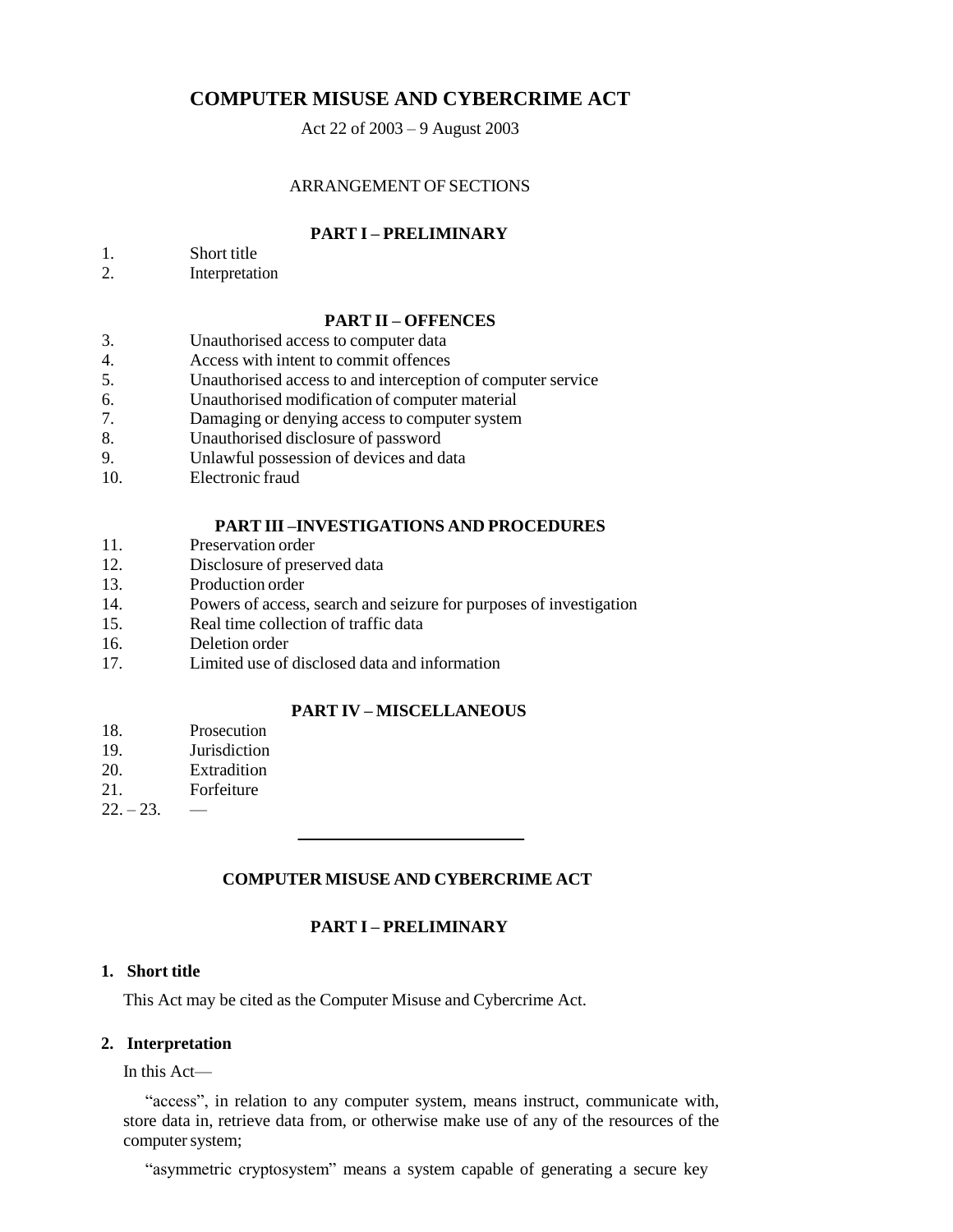# COMPUTER MISUSE AND CYBERCRIME ACT

Act 22 of 2003 – 9 August 2003

ARRANGEMENT OF SECTIONS

**PART I – PRELIMINARY**

1. Short title
2. Interpretation

**PART II – OFFENCES**

3. Unauthorised access to computer data
4. Access with intent to commit offences
5. Unauthorised access to and interception of computer service
6. Unauthorised modification of computer material
7. Damaging or denying access to computer system
8. Unauthorised disclosure of password
9. Unlawful possession of devices and data
10. Electronic fraud

**PART III –INVESTIGATIONS AND PROCEDURES**

11. Preservation order
12. Disclosure of preserved data
13. Production order
14. Powers of access, search and seizure for purposes of investigation
15. Real time collection of traffic data
16. Deletion order
17. Limited use of disclosed data and information

**PART IV – MISCELLANEOUS**

18. Prosecution
19. Jurisdiction
20. Extradition
21. Forfeiture

22. – 23. —

---

## COMPUTER MISUSE AND CYBERCRIME ACT

### PART I – PRELIMINARY

**1. Short title**

This Act may be cited as the Computer Misuse and Cybercrime Act.

**2. Interpretation**

In this Act—

"access", in relation to any computer system, means instruct, communicate with, store data in, retrieve data from, or otherwise make use of any of the resources of the computer system;

"asymmetric cryptosystem" means a system capable of generating a secure key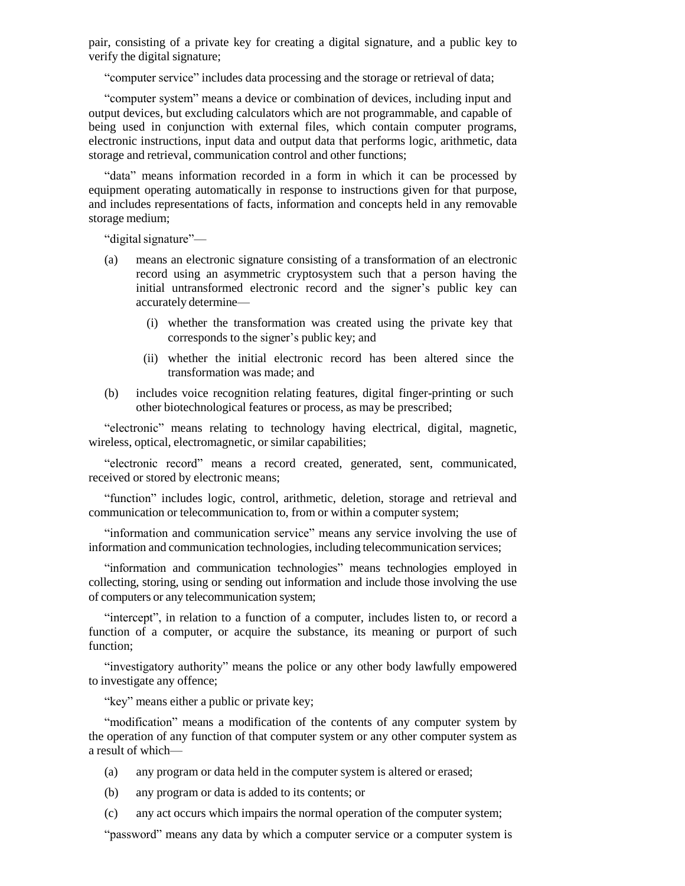pair, consisting of a private key for creating a digital signature, and a public key to verify the digital signature;

"computer service" includes data processing and the storage or retrieval of data;

"computer system" means a device or combination of devices, including input and output devices, but excluding calculators which are not programmable, and capable of being used in conjunction with external files, which contain computer programs, electronic instructions, input data and output data that performs logic, arithmetic, data storage and retrieval, communication control and other functions;

"data" means information recorded in a form in which it can be processed by equipment operating automatically in response to instructions given for that purpose, and includes representations of facts, information and concepts held in any removable storage medium;

"digital signature"—

(a) means an electronic signature consisting of a transformation of an electronic record using an asymmetric cryptosystem such that a person having the initial untransformed electronic record and the signer's public key can accurately determine—

  (i) whether the transformation was created using the private key that corresponds to the signer's public key; and

  (ii) whether the initial electronic record has been altered since the transformation was made; and

(b) includes voice recognition relating features, digital finger-printing or such other biotechnological features or process, as may be prescribed;

"electronic" means relating to technology having electrical, digital, magnetic, wireless, optical, electromagnetic, or similar capabilities;

"electronic record" means a record created, generated, sent, communicated, received or stored by electronic means;

"function" includes logic, control, arithmetic, deletion, storage and retrieval and communication or telecommunication to, from or within a computer system;

"information and communication service" means any service involving the use of information and communication technologies, including telecommunication services;

"information and communication technologies" means technologies employed in collecting, storing, using or sending out information and include those involving the use of computers or any telecommunication system;

"intercept", in relation to a function of a computer, includes listen to, or record a function of a computer, or acquire the substance, its meaning or purport of such function;

"investigatory authority" means the police or any other body lawfully empowered to investigate any offence;

"key" means either a public or private key;

"modification" means a modification of the contents of any computer system by the operation of any function of that computer system or any other computer system as a result of which—

(a) any program or data held in the computer system is altered or erased;

(b) any program or data is added to its contents; or

(c) any act occurs which impairs the normal operation of the computer system;

"password" means any data by which a computer service or a computer system is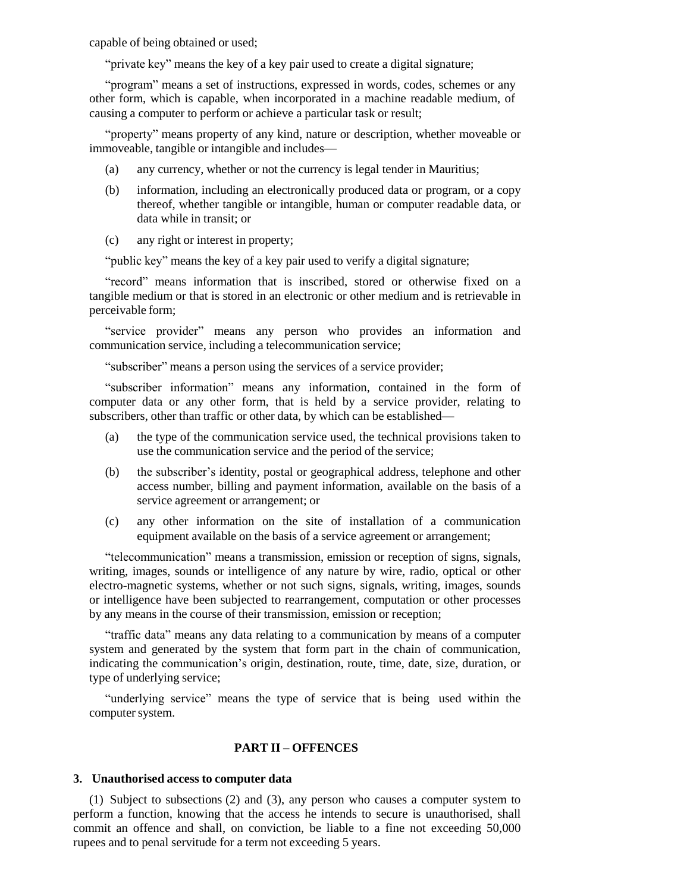capable of being obtained or used;

"private key" means the key of a key pair used to create a digital signature;

"program" means a set of instructions, expressed in words, codes, schemes or any other form, which is capable, when incorporated in a machine readable medium, of causing a computer to perform or achieve a particular task or result;

"property" means property of any kind, nature or description, whether moveable or immoveable, tangible or intangible and includes—

(a) any currency, whether or not the currency is legal tender in Mauritius;

(b) information, including an electronically produced data or program, or a copy thereof, whether tangible or intangible, human or computer readable data, or data while in transit; or

(c) any right or interest in property;

"public key" means the key of a key pair used to verify a digital signature;

"record" means information that is inscribed, stored or otherwise fixed on a tangible medium or that is stored in an electronic or other medium and is retrievable in perceivable form;

"service provider" means any person who provides an information and communication service, including a telecommunication service;

"subscriber" means a person using the services of a service provider;

"subscriber information" means any information, contained in the form of computer data or any other form, that is held by a service provider, relating to subscribers, other than traffic or other data, by which can be established—

(a) the type of the communication service used, the technical provisions taken to use the communication service and the period of the service;

(b) the subscriber's identity, postal or geographical address, telephone and other access number, billing and payment information, available on the basis of a service agreement or arrangement; or

(c) any other information on the site of installation of a communication equipment available on the basis of a service agreement or arrangement;

"telecommunication" means a transmission, emission or reception of signs, signals, writing, images, sounds or intelligence of any nature by wire, radio, optical or other electro-magnetic systems, whether or not such signs, signals, writing, images, sounds or intelligence have been subjected to rearrangement, computation or other processes by any means in the course of their transmission, emission or reception;

"traffic data" means any data relating to a communication by means of a computer system and generated by the system that form part in the chain of communication, indicating the communication's origin, destination, route, time, date, size, duration, or type of underlying service;

"underlying service" means the type of service that is being used within the computer system.

## PART II – OFFENCES

### 3. Unauthorised access to computer data

(1) Subject to subsections (2) and (3), any person who causes a computer system to perform a function, knowing that the access he intends to secure is unauthorised, shall commit an offence and shall, on conviction, be liable to a fine not exceeding 50,000 rupees and to penal servitude for a term not exceeding 5 years.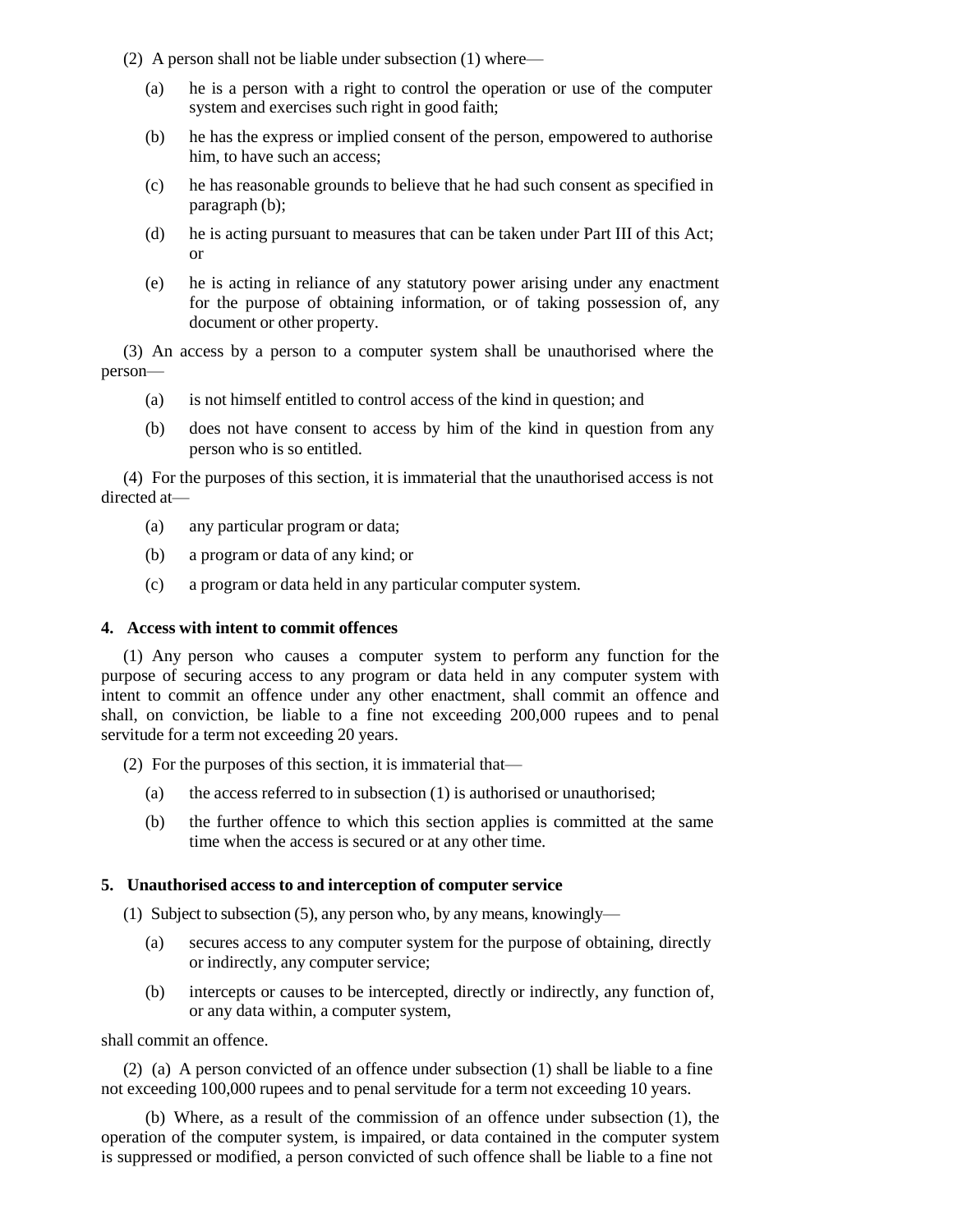(2) A person shall not be liable under subsection (1) where—

(a) he is a person with a right to control the operation or use of the computer system and exercises such right in good faith;

(b) he has the express or implied consent of the person, empowered to authorise him, to have such an access;

(c) he has reasonable grounds to believe that he had such consent as specified in paragraph (b);

(d) he is acting pursuant to measures that can be taken under Part III of this Act; or

(e) he is acting in reliance of any statutory power arising under any enactment for the purpose of obtaining information, or of taking possession of, any document or other property.

(3) An access by a person to a computer system shall be unauthorised where the person—

(a) is not himself entitled to control access of the kind in question; and

(b) does not have consent to access by him of the kind in question from any person who is so entitled.

(4) For the purposes of this section, it is immaterial that the unauthorised access is not directed at—

(a) any particular program or data;

(b) a program or data of any kind; or

(c) a program or data held in any particular computer system.

**4. Access with intent to commit offences**

(1) Any person who causes a computer system to perform any function for the purpose of securing access to any program or data held in any computer system with intent to commit an offence under any other enactment, shall commit an offence and shall, on conviction, be liable to a fine not exceeding 200,000 rupees and to penal servitude for a term not exceeding 20 years.

(2) For the purposes of this section, it is immaterial that—

(a) the access referred to in subsection (1) is authorised or unauthorised;

(b) the further offence to which this section applies is committed at the same time when the access is secured or at any other time.

**5. Unauthorised access to and interception of computer service**

(1) Subject to subsection (5), any person who, by any means, knowingly—

(a) secures access to any computer system for the purpose of obtaining, directly or indirectly, any computer service;

(b) intercepts or causes to be intercepted, directly or indirectly, any function of, or any data within, a computer system,

shall commit an offence.

(2) (a) A person convicted of an offence under subsection (1) shall be liable to a fine not exceeding 100,000 rupees and to penal servitude for a term not exceeding 10 years.

(b) Where, as a result of the commission of an offence under subsection (1), the operation of the computer system, is impaired, or data contained in the computer system is suppressed or modified, a person convicted of such offence shall be liable to a fine not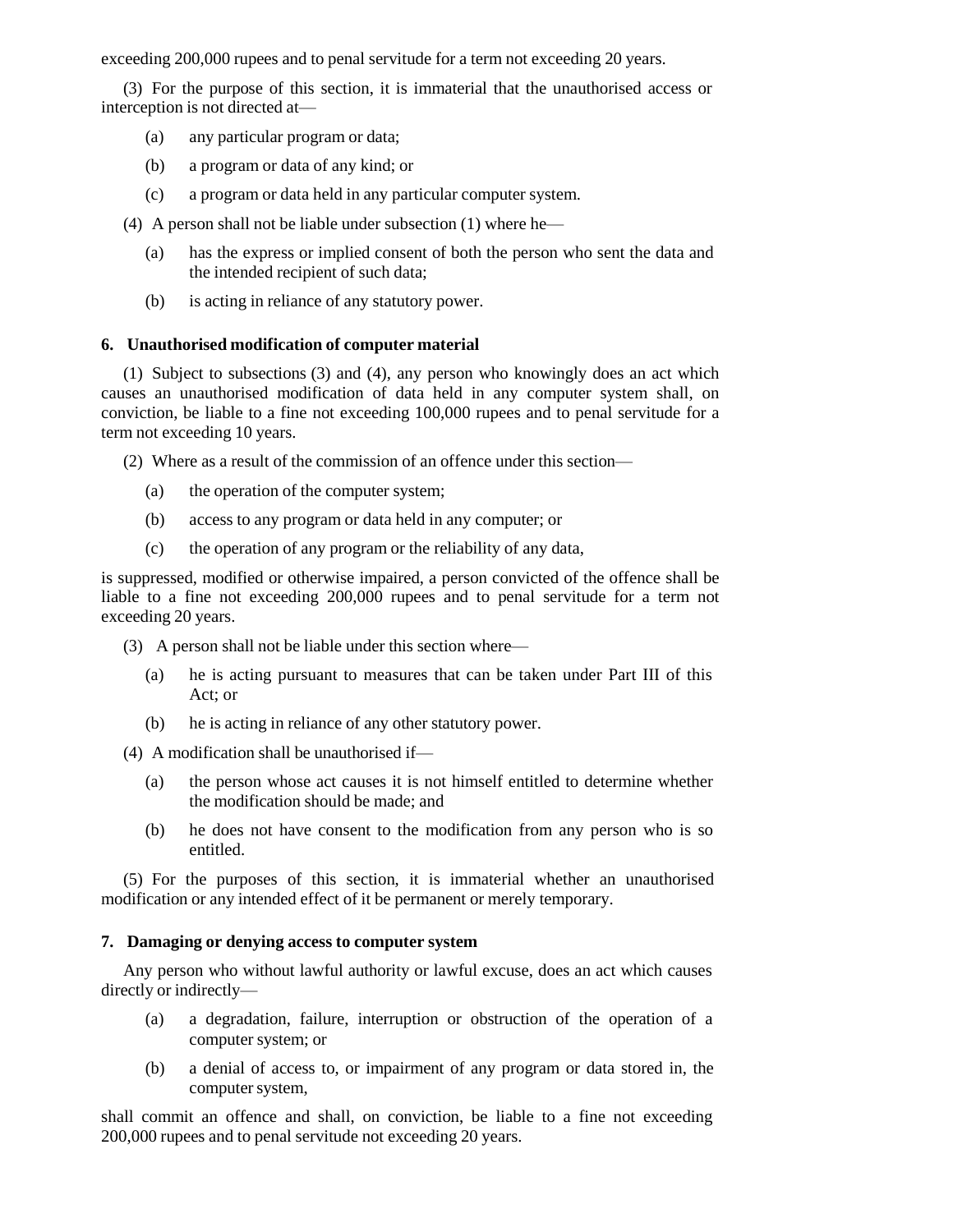exceeding 200,000 rupees and to penal servitude for a term not exceeding 20 years.

(3) For the purpose of this section, it is immaterial that the unauthorised access or interception is not directed at—

(a) any particular program or data;

(b) a program or data of any kind; or

(c) a program or data held in any particular computer system.

(4) A person shall not be liable under subsection (1) where he—

(a) has the express or implied consent of both the person who sent the data and the intended recipient of such data;

(b) is acting in reliance of any statutory power.

### 6. Unauthorised modification of computer material

(1) Subject to subsections (3) and (4), any person who knowingly does an act which causes an unauthorised modification of data held in any computer system shall, on conviction, be liable to a fine not exceeding 100,000 rupees and to penal servitude for a term not exceeding 10 years.

(2) Where as a result of the commission of an offence under this section—

(a) the operation of the computer system;

(b) access to any program or data held in any computer; or

(c) the operation of any program or the reliability of any data,

is suppressed, modified or otherwise impaired, a person convicted of the offence shall be liable to a fine not exceeding 200,000 rupees and to penal servitude for a term not exceeding 20 years.

(3) A person shall not be liable under this section where—

(a) he is acting pursuant to measures that can be taken under Part III of this Act; or

(b) he is acting in reliance of any other statutory power.

(4) A modification shall be unauthorised if—

(a) the person whose act causes it is not himself entitled to determine whether the modification should be made; and

(b) he does not have consent to the modification from any person who is so entitled.

(5) For the purposes of this section, it is immaterial whether an unauthorised modification or any intended effect of it be permanent or merely temporary.

### 7. Damaging or denying access to computer system

Any person who without lawful authority or lawful excuse, does an act which causes directly or indirectly—

(a) a degradation, failure, interruption or obstruction of the operation of a computer system; or

(b) a denial of access to, or impairment of any program or data stored in, the computer system,

shall commit an offence and shall, on conviction, be liable to a fine not exceeding 200,000 rupees and to penal servitude not exceeding 20 years.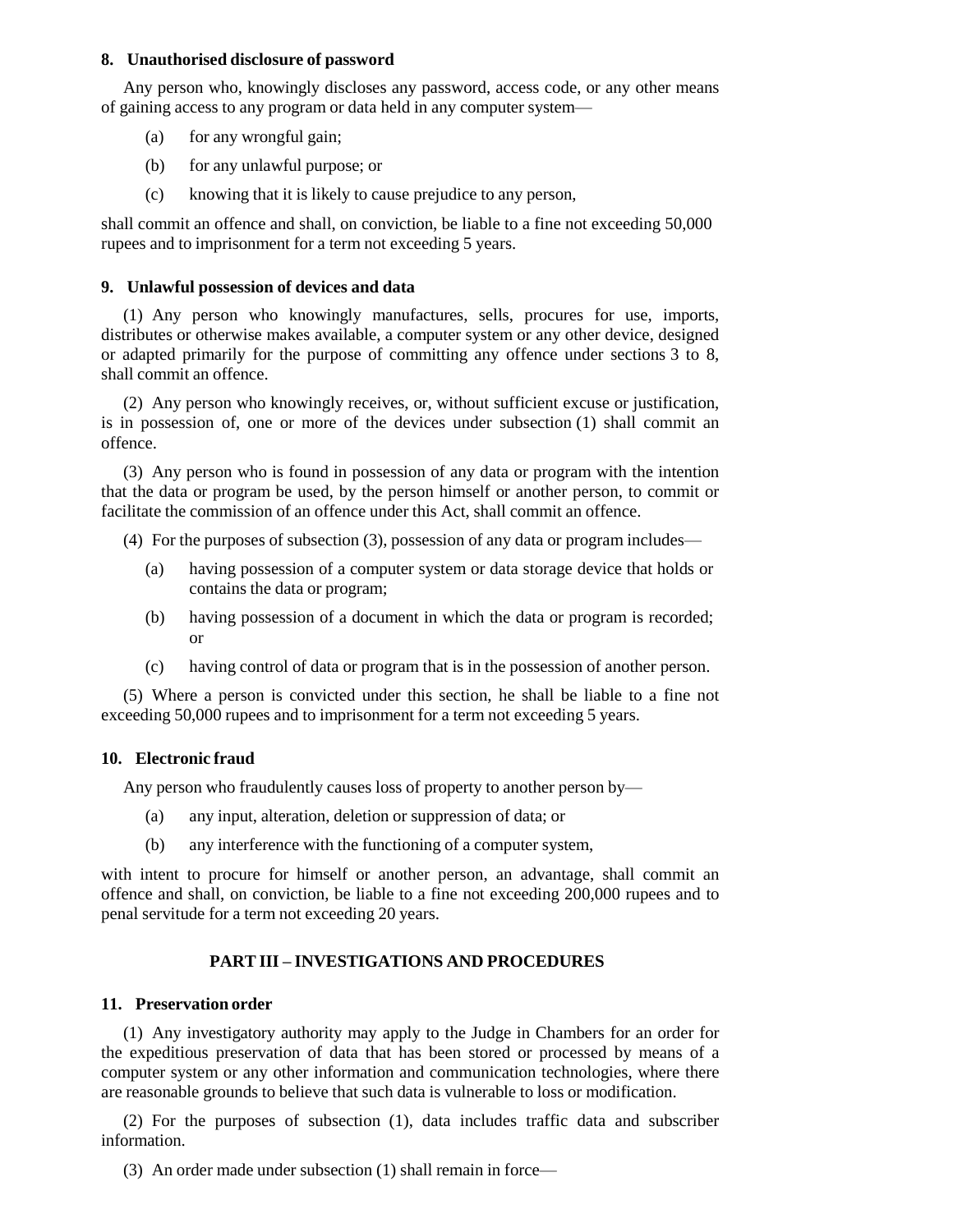### 8. Unauthorised disclosure of password

Any person who, knowingly discloses any password, access code, or any other means of gaining access to any program or data held in any computer system—

- (a) for any wrongful gain;
- (b) for any unlawful purpose; or
- (c) knowing that it is likely to cause prejudice to any person,

shall commit an offence and shall, on conviction, be liable to a fine not exceeding 50,000 rupees and to imprisonment for a term not exceeding 5 years.

### 9. Unlawful possession of devices and data

(1) Any person who knowingly manufactures, sells, procures for use, imports, distributes or otherwise makes available, a computer system or any other device, designed or adapted primarily for the purpose of committing any offence under sections 3 to 8, shall commit an offence.

(2) Any person who knowingly receives, or, without sufficient excuse or justification, is in possession of, one or more of the devices under subsection (1) shall commit an offence.

(3) Any person who is found in possession of any data or program with the intention that the data or program be used, by the person himself or another person, to commit or facilitate the commission of an offence under this Act, shall commit an offence.

(4) For the purposes of subsection (3), possession of any data or program includes—

- (a) having possession of a computer system or data storage device that holds or contains the data or program;
- (b) having possession of a document in which the data or program is recorded; or
- (c) having control of data or program that is in the possession of another person.

(5) Where a person is convicted under this section, he shall be liable to a fine not exceeding 50,000 rupees and to imprisonment for a term not exceeding 5 years.

### 10. Electronic fraud

Any person who fraudulently causes loss of property to another person by—

- (a) any input, alteration, deletion or suppression of data; or
- (b) any interference with the functioning of a computer system,

with intent to procure for himself or another person, an advantage, shall commit an offence and shall, on conviction, be liable to a fine not exceeding 200,000 rupees and to penal servitude for a term not exceeding 20 years.

## PART III – INVESTIGATIONS AND PROCEDURES

### 11. Preservation order

(1) Any investigatory authority may apply to the Judge in Chambers for an order for the expeditious preservation of data that has been stored or processed by means of a computer system or any other information and communication technologies, where there are reasonable grounds to believe that such data is vulnerable to loss or modification.

(2) For the purposes of subsection (1), data includes traffic data and subscriber information.

(3) An order made under subsection (1) shall remain in force—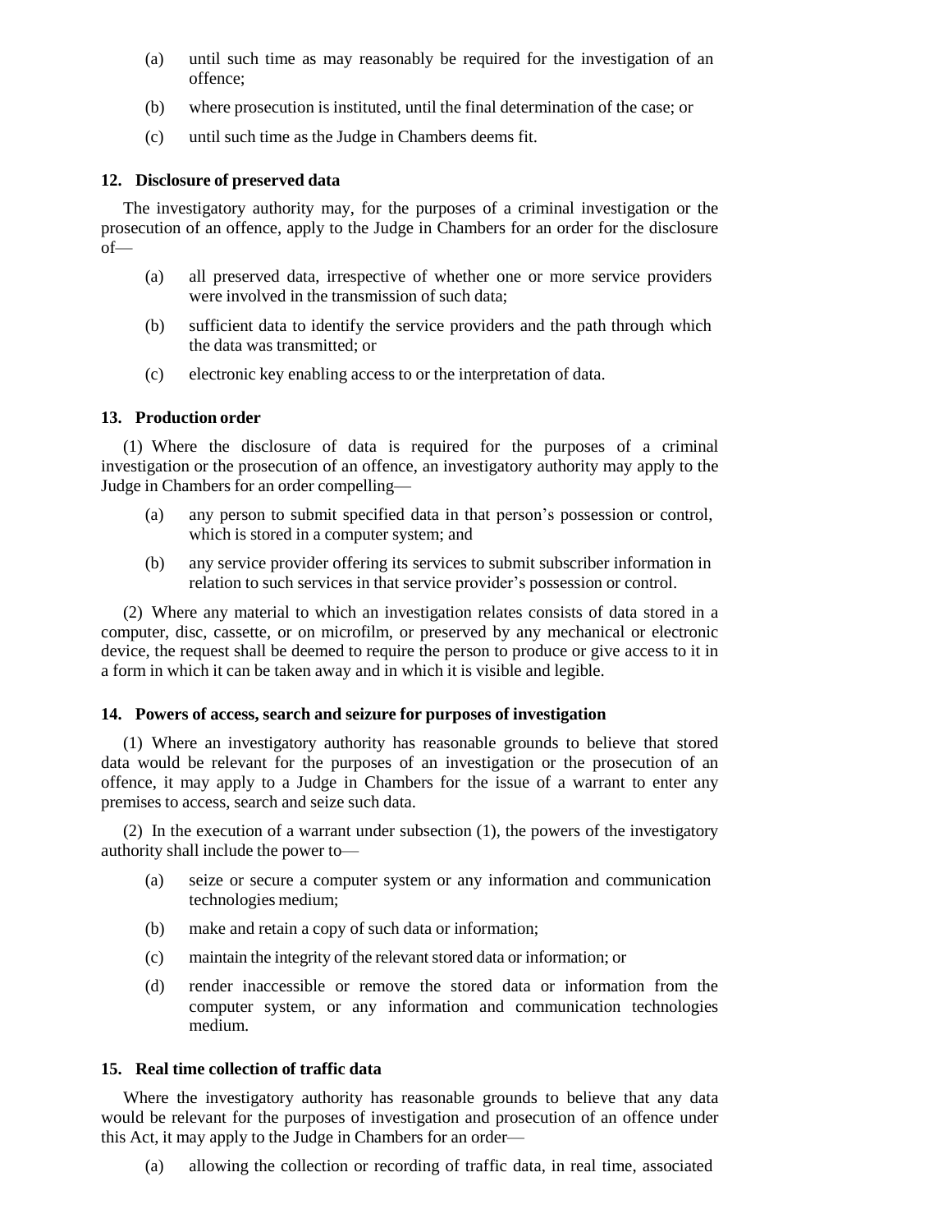(a) until such time as may reasonably be required for the investigation of an offence;

(b) where prosecution is instituted, until the final determination of the case; or

(c) until such time as the Judge in Chambers deems fit.

### 12. Disclosure of preserved data

The investigatory authority may, for the purposes of a criminal investigation or the prosecution of an offence, apply to the Judge in Chambers for an order for the disclosure of—

(a) all preserved data, irrespective of whether one or more service providers were involved in the transmission of such data;

(b) sufficient data to identify the service providers and the path through which the data was transmitted; or

(c) electronic key enabling access to or the interpretation of data.

### 13. Production order

(1) Where the disclosure of data is required for the purposes of a criminal investigation or the prosecution of an offence, an investigatory authority may apply to the Judge in Chambers for an order compelling—

(a) any person to submit specified data in that person's possession or control, which is stored in a computer system; and

(b) any service provider offering its services to submit subscriber information in relation to such services in that service provider's possession or control.

(2) Where any material to which an investigation relates consists of data stored in a computer, disc, cassette, or on microfilm, or preserved by any mechanical or electronic device, the request shall be deemed to require the person to produce or give access to it in a form in which it can be taken away and in which it is visible and legible.

### 14. Powers of access, search and seizure for purposes of investigation

(1) Where an investigatory authority has reasonable grounds to believe that stored data would be relevant for the purposes of an investigation or the prosecution of an offence, it may apply to a Judge in Chambers for the issue of a warrant to enter any premises to access, search and seize such data.

(2) In the execution of a warrant under subsection (1), the powers of the investigatory authority shall include the power to—

(a) seize or secure a computer system or any information and communication technologies medium;

(b) make and retain a copy of such data or information;

(c) maintain the integrity of the relevant stored data or information; or

(d) render inaccessible or remove the stored data or information from the computer system, or any information and communication technologies medium.

### 15. Real time collection of traffic data

Where the investigatory authority has reasonable grounds to believe that any data would be relevant for the purposes of investigation and prosecution of an offence under this Act, it may apply to the Judge in Chambers for an order—

(a) allowing the collection or recording of traffic data, in real time, associated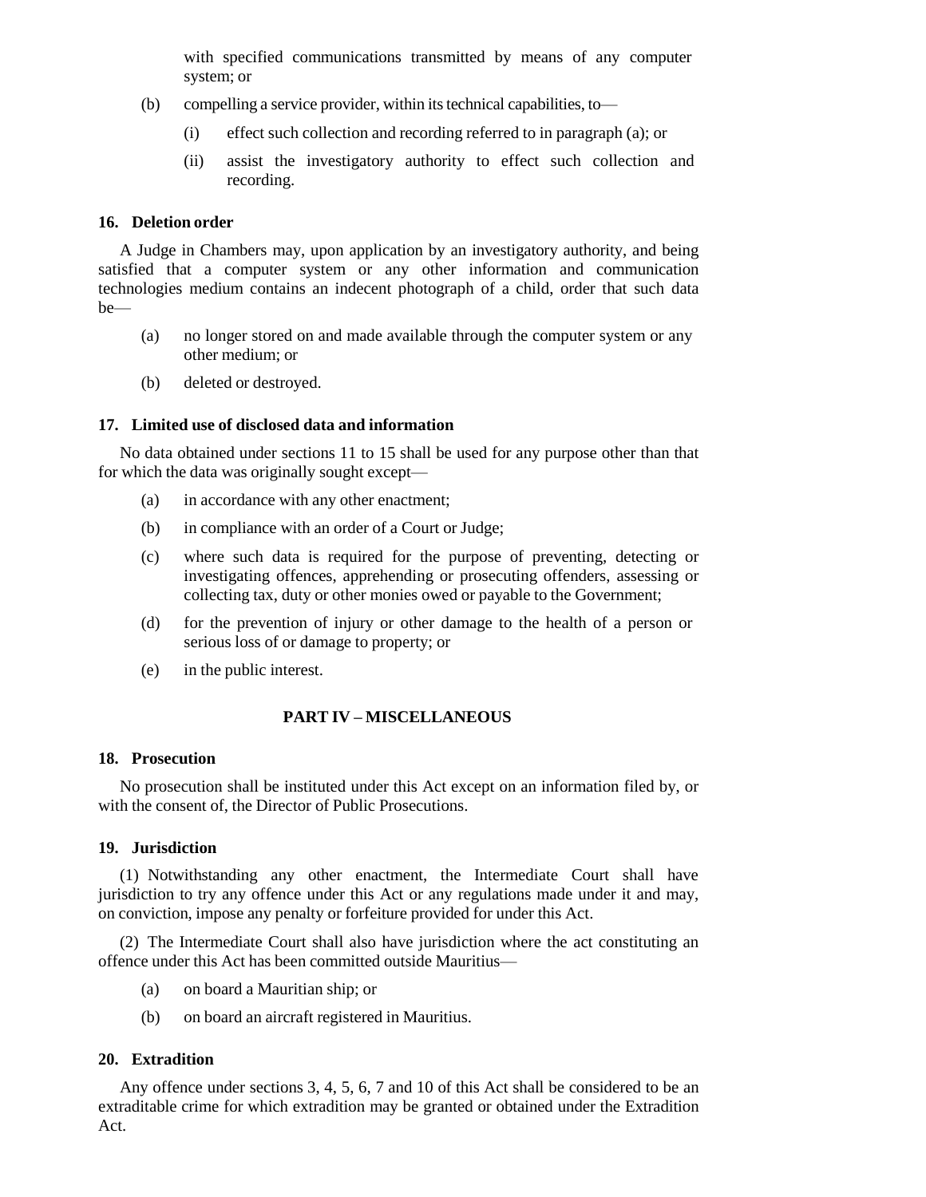with specified communications transmitted by means of any computer system; or

(b) compelling a service provider, within its technical capabilities, to—

(i) effect such collection and recording referred to in paragraph (a); or

(ii) assist the investigatory authority to effect such collection and recording.

### 16. Deletion order

A Judge in Chambers may, upon application by an investigatory authority, and being satisfied that a computer system or any other information and communication technologies medium contains an indecent photograph of a child, order that such data be—

(a) no longer stored on and made available through the computer system or any other medium; or

(b) deleted or destroyed.

### 17. Limited use of disclosed data and information

No data obtained under sections 11 to 15 shall be used for any purpose other than that for which the data was originally sought except—

(a) in accordance with any other enactment;

(b) in compliance with an order of a Court or Judge;

(c) where such data is required for the purpose of preventing, detecting or investigating offences, apprehending or prosecuting offenders, assessing or collecting tax, duty or other monies owed or payable to the Government;

(d) for the prevention of injury or other damage to the health of a person or serious loss of or damage to property; or

(e) in the public interest.

## PART IV – MISCELLANEOUS

### 18. Prosecution

No prosecution shall be instituted under this Act except on an information filed by, or with the consent of, the Director of Public Prosecutions.

### 19. Jurisdiction

(1) Notwithstanding any other enactment, the Intermediate Court shall have jurisdiction to try any offence under this Act or any regulations made under it and may, on conviction, impose any penalty or forfeiture provided for under this Act.

(2) The Intermediate Court shall also have jurisdiction where the act constituting an offence under this Act has been committed outside Mauritius—

(a) on board a Mauritian ship; or

(b) on board an aircraft registered in Mauritius.

### 20. Extradition

Any offence under sections 3, 4, 5, 6, 7 and 10 of this Act shall be considered to be an extraditable crime for which extradition may be granted or obtained under the Extradition Act.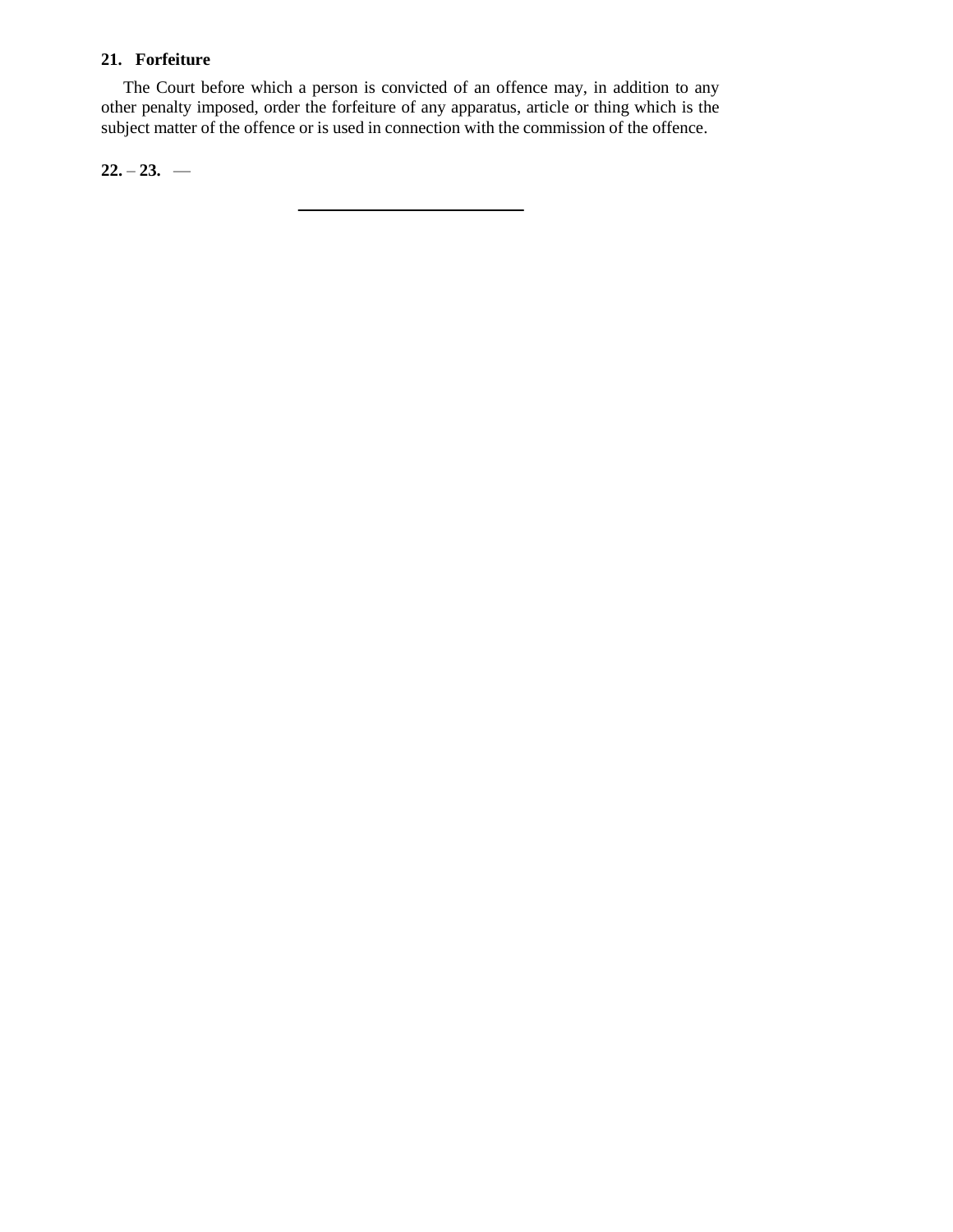**21. Forfeiture**

The Court before which a person is convicted of an offence may, in addition to any other penalty imposed, order the forfeiture of any apparatus, article or thing which is the subject matter of the offence or is used in connection with the commission of the offence.

**22.** – **23.** —

---